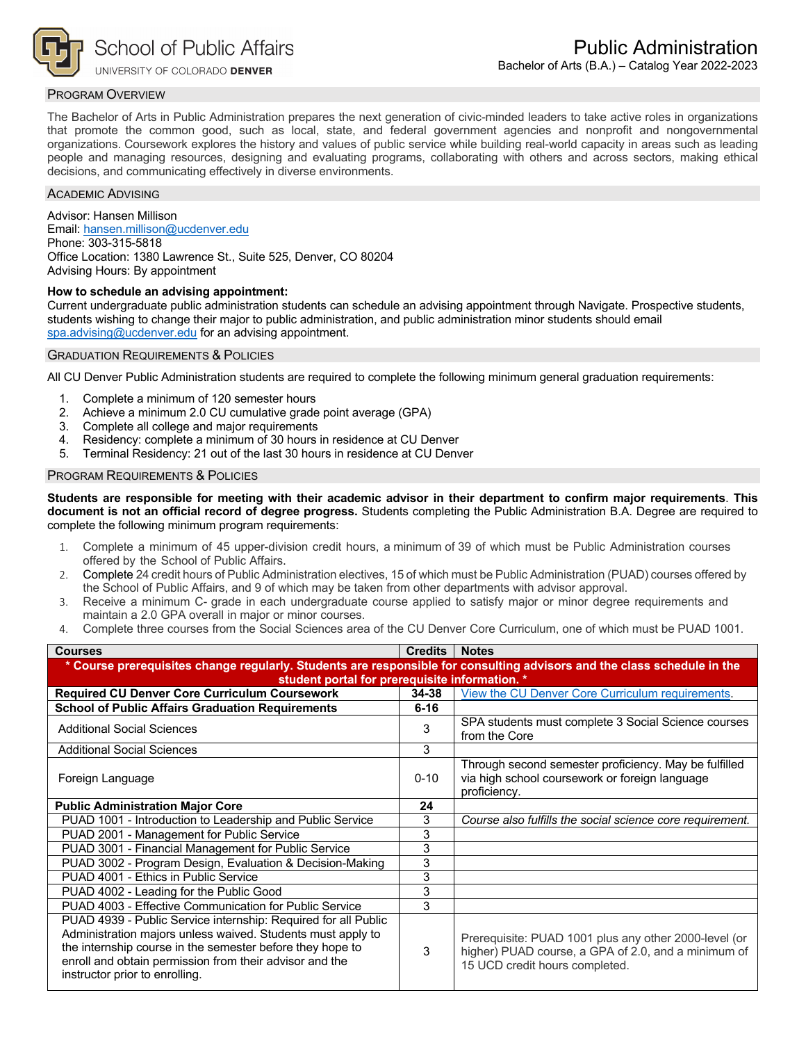School of Public Affairs
UNIVERSITY OF COLORADO **DENVER**

# Public Administration

Bachelor of Arts (B.A.) – Catalog Year 2022-2023

## Program Overview

The Bachelor of Arts in Public Administration prepares the next generation of civic-minded leaders to take active roles in organizations that promote the common good, such as local, state, and federal government agencies and nonprofit and nongovernmental organizations. Coursework explores the history and values of public service while building real-world capacity in areas such as leading people and managing resources, designing and evaluating programs, collaborating with others and across sectors, making ethical decisions, and communicating effectively in diverse environments.

## Academic Advising

Advisor: Hansen Millison
Email: hansen.millison@ucdenver.edu
Phone: 303-315-5818
Office Location: 1380 Lawrence St., Suite 525, Denver, CO 80204
Advising Hours: By appointment

**How to schedule an advising appointment:**
Current undergraduate public administration students can schedule an advising appointment through Navigate. Prospective students, students wishing to change their major to public administration, and public administration minor students should email spa.advising@ucdenver.edu for an advising appointment.

## Graduation Requirements & Policies

All CU Denver Public Administration students are required to complete the following minimum general graduation requirements:

1. Complete a minimum of 120 semester hours
2. Achieve a minimum 2.0 CU cumulative grade point average (GPA)
3. Complete all college and major requirements
4. Residency: complete a minimum of 30 hours in residence at CU Denver
5. Terminal Residency: 21 out of the last 30 hours in residence at CU Denver

## Program Requirements & Policies

**Students are responsible for meeting with their academic advisor in their department to confirm major requirements**. **This document is not an official record of degree progress.** Students completing the Public Administration B.A. Degree are required to complete the following minimum program requirements:

1. Complete a minimum of 45 upper-division credit hours, a minimum of 39 of which must be Public Administration courses offered by the School of Public Affairs.
2. Complete 24 credit hours of Public Administration electives, 15 of which must be Public Administration (PUAD) courses offered by the School of Public Affairs, and 9 of which may be taken from other departments with advisor approval.
3. Receive a minimum C- grade in each undergraduate course applied to satisfy major or minor degree requirements and maintain a 2.0 GPA overall in major or minor courses.
4. Complete three courses from the Social Sciences area of the CU Denver Core Curriculum, one of which must be PUAD 1001.

| Courses | Credits | Notes |
|---|---|---|
| **\* Course prerequisites change regularly. Students are responsible for consulting advisors and the class schedule in the student portal for prerequisite information. \*** | | |
| **Required CU Denver Core Curriculum Coursework** | **34-38** | View the CU Denver Core Curriculum requirements. |
| **School of Public Affairs Graduation Requirements** | **6-16** | |
| Additional Social Sciences | 3 | SPA students must complete 3 Social Science courses from the Core |
| Additional Social Sciences | 3 | |
| Foreign Language | 0-10 | Through second semester proficiency. May be fulfilled via high school coursework or foreign language proficiency. |
| **Public Administration Major Core** | **24** | |
| PUAD 1001 - Introduction to Leadership and Public Service | 3 | *Course also fulfills the social science core requirement.* |
| PUAD 2001 - Management for Public Service | 3 | |
| PUAD 3001 - Financial Management for Public Service | 3 | |
| PUAD 3002 - Program Design, Evaluation & Decision-Making | 3 | |
| PUAD 4001 - Ethics in Public Service | 3 | |
| PUAD 4002 - Leading for the Public Good | 3 | |
| PUAD 4003 - Effective Communication for Public Service | 3 | |
| PUAD 4939 - Public Service internship: Required for all Public Administration majors unless waived. Students must apply to the internship course in the semester before they hope to enroll and obtain permission from their advisor and the instructor prior to enrolling. | 3 | Prerequisite: PUAD 1001 plus any other 2000-level (or higher) PUAD course, a GPA of 2.0, and a minimum of 15 UCD credit hours completed. |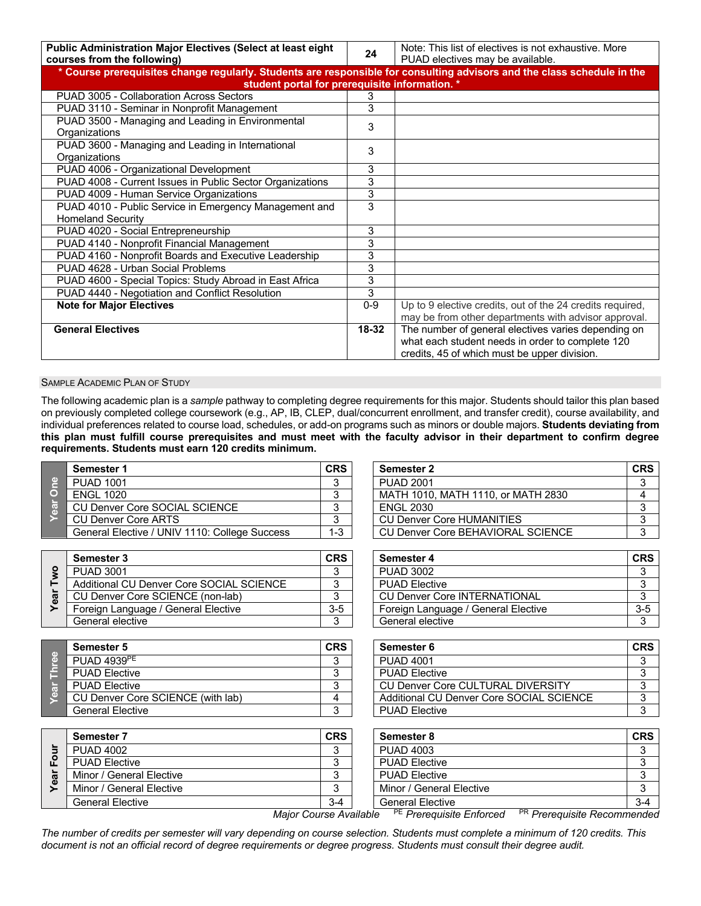| Public Administration Major Electives (Select at least eight courses from the following) | 24 | Note: This list of electives is not exhaustive. More PUAD electives may be available. |
|---|---|---|
| **\* Course prerequisites change regularly. Students are responsible for consulting advisors and the class schedule in the student portal for prerequisite information. \*** | | |
| PUAD 3005 - Collaboration Across Sectors | 3 | |
| PUAD 3110 - Seminar in Nonprofit Management | 3 | |
| PUAD 3500 - Managing and Leading in Environmental Organizations | 3 | |
| PUAD 3600 - Managing and Leading in International Organizations | 3 | |
| PUAD 4006 - Organizational Development | 3 | |
| PUAD 4008 - Current Issues in Public Sector Organizations | 3 | |
| PUAD 4009 - Human Service Organizations | 3 | |
| PUAD 4010 - Public Service in Emergency Management and Homeland Security | 3 | |
| PUAD 4020 - Social Entrepreneurship | 3 | |
| PUAD 4140 - Nonprofit Financial Management | 3 | |
| PUAD 4160 - Nonprofit Boards and Executive Leadership | 3 | |
| PUAD 4628 - Urban Social Problems | 3 | |
| PUAD 4600 - Special Topics: Study Abroad in East Africa | 3 | |
| PUAD 4440 - Negotiation and Conflict Resolution | 3 | |
| **Note for Major Electives** | 0-9 | Up to 9 elective credits, out of the 24 credits required, may be from other departments with advisor approval. |
| **General Electives** | **18-32** | The number of general electives varies depending on what each student needs in order to complete 120 credits, 45 of which must be upper division. |

## Sample Academic Plan of Study

The following academic plan is a *sample* pathway to completing degree requirements for this major. Students should tailor this plan based on previously completed college coursework (e.g., AP, IB, CLEP, dual/concurrent enrollment, and transfer credit), course availability, and individual preferences related to course load, schedules, or add-on programs such as minors or double majors. **Students deviating from this plan must fulfill course prerequisites and must meet with the faculty advisor in their department to confirm degree requirements. Students must earn 120 credits minimum.**

### Year One

| Semester 1 | CRS |
|---|---|
| PUAD 1001 | 3 |
| ENGL 1020 | 3 |
| CU Denver Core SOCIAL SCIENCE | 3 |
| CU Denver Core ARTS | 3 |
| General Elective / UNIV 1110: College Success | 1-3 |

| Semester 2 | CRS |
|---|---|
| PUAD 2001 | 3 |
| MATH 1010, MATH 1110, or MATH 2830 | 4 |
| ENGL 2030 | 3 |
| CU Denver Core HUMANITIES | 3 |
| CU Denver Core BEHAVIORAL SCIENCE | 3 |

### Year Two

| Semester 3 | CRS |
|---|---|
| PUAD 3001 | 3 |
| Additional CU Denver Core SOCIAL SCIENCE | 3 |
| CU Denver Core SCIENCE (non-lab) | 3 |
| Foreign Language / General Elective | 3-5 |
| General elective | 3 |

| Semester 4 | CRS |
|---|---|
| PUAD 3002 | 3 |
| PUAD Elective | 3 |
| CU Denver Core INTERNATIONAL | 3 |
| Foreign Language / General Elective | 3-5 |
| General elective | 3 |

### Year Three

| Semester 5 | CRS |
|---|---|
| PUAD 4939[PE] | 3 |
| PUAD Elective | 3 |
| PUAD Elective | 3 |
| CU Denver Core SCIENCE (with lab) | 4 |
| General Elective | 3 |

| Semester 6 | CRS |
|---|---|
| PUAD 4001 | 3 |
| PUAD Elective | 3 |
| CU Denver Core CULTURAL DIVERSITY | 3 |
| Additional CU Denver Core SOCIAL SCIENCE | 3 |
| PUAD Elective | 3 |

### Year Four

| Semester 7 | CRS |
|---|---|
| PUAD 4002 | 3 |
| PUAD Elective | 3 |
| Minor / General Elective | 3 |
| Minor / General Elective | 3 |
| General Elective | 3-4 |

| Semester 8 | CRS |
|---|---|
| PUAD 4003 | 3 |
| PUAD Elective | 3 |
| PUAD Elective | 3 |
| Minor / General Elective | 3 |
| General Elective | 3-4 |

*Major Course Available* [PE] *Prerequisite Enforced* [PR] *Prerequisite Recommended*

*The number of credits per semester will vary depending on course selection. Students must complete a minimum of 120 credits. This document is not an official record of degree requirements or degree progress. Students must consult their degree audit.*